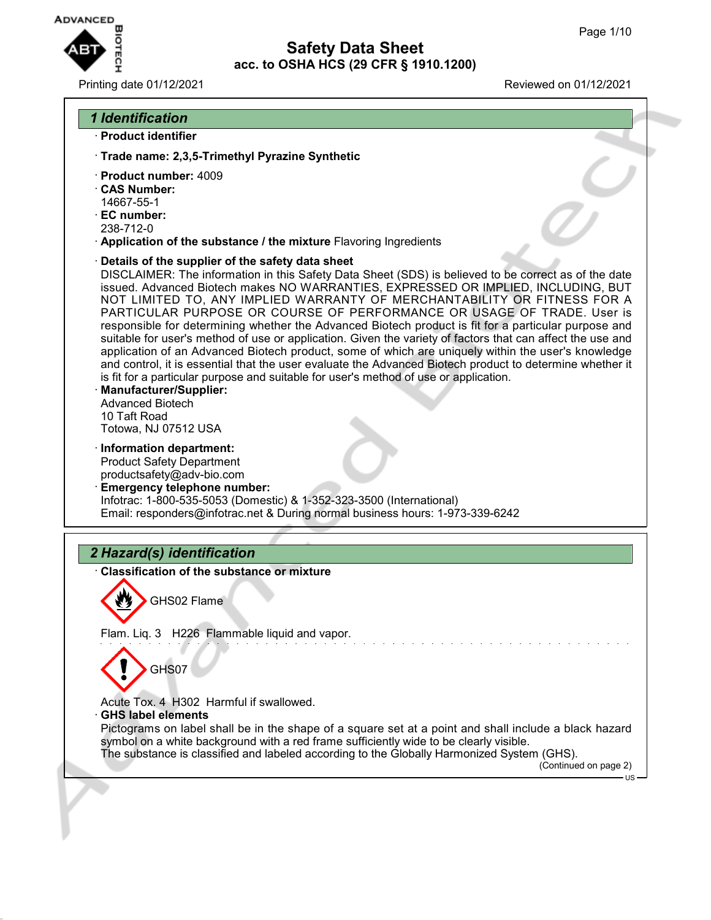# Safety Data Sheet

## acc. to OSHA HCS (29 CFR § 1910.1200)

Printing date 01/12/2021 Reviewed on 01/12/2021

## 1 Identification

· **Product identifier**

· **Trade name: 2,3,5-Trimethyl Pyrazine Synthetic**

· **Product number:** 4009
· **CAS Number:**
14667-55-1
· **EC number:**
238-712-0
· **Application of the substance / the mixture** Flavoring Ingredients

· **Details of the supplier of the safety data sheet**
DISCLAIMER: The information in this Safety Data Sheet (SDS) is believed to be correct as of the date issued. Advanced Biotech makes NO WARRANTIES, EXPRESSED OR IMPLIED, INCLUDING, BUT NOT LIMITED TO, ANY IMPLIED WARRANTY OF MERCHANTABILITY OR FITNESS FOR A PARTICULAR PURPOSE OR COURSE OF PERFORMANCE OR USAGE OF TRADE. User is responsible for determining whether the Advanced Biotech product is fit for a particular purpose and suitable for user's method of use or application. Given the variety of factors that can affect the use and application of an Advanced Biotech product, some of which are uniquely within the user's knowledge and control, it is essential that the user evaluate the Advanced Biotech product to determine whether it is fit for a particular purpose and suitable for user's method of use or application.
· **Manufacturer/Supplier:**
Advanced Biotech
10 Taft Road
Totowa, NJ 07512 USA

· **Information department:**
Product Safety Department
productsafety@adv-bio.com
· **Emergency telephone number:**
Infotrac: 1-800-535-5053 (Domestic) & 1-352-323-3500 (International)
Email: responders@infotrac.net & During normal business hours: 1-973-339-6242

## 2 Hazard(s) identification

· **Classification of the substance or mixture**

GHS02 Flame

Flam. Liq. 3 H226 Flammable liquid and vapor.

GHS07

Acute Tox. 4 H302 Harmful if swallowed.
· **GHS label elements**
Pictograms on label shall be in the shape of a square set at a point and shall include a black hazard symbol on a white background with a red frame sufficiently wide to be clearly visible.
The substance is classified and labeled according to the Globally Harmonized System (GHS).

(Continued on page 2)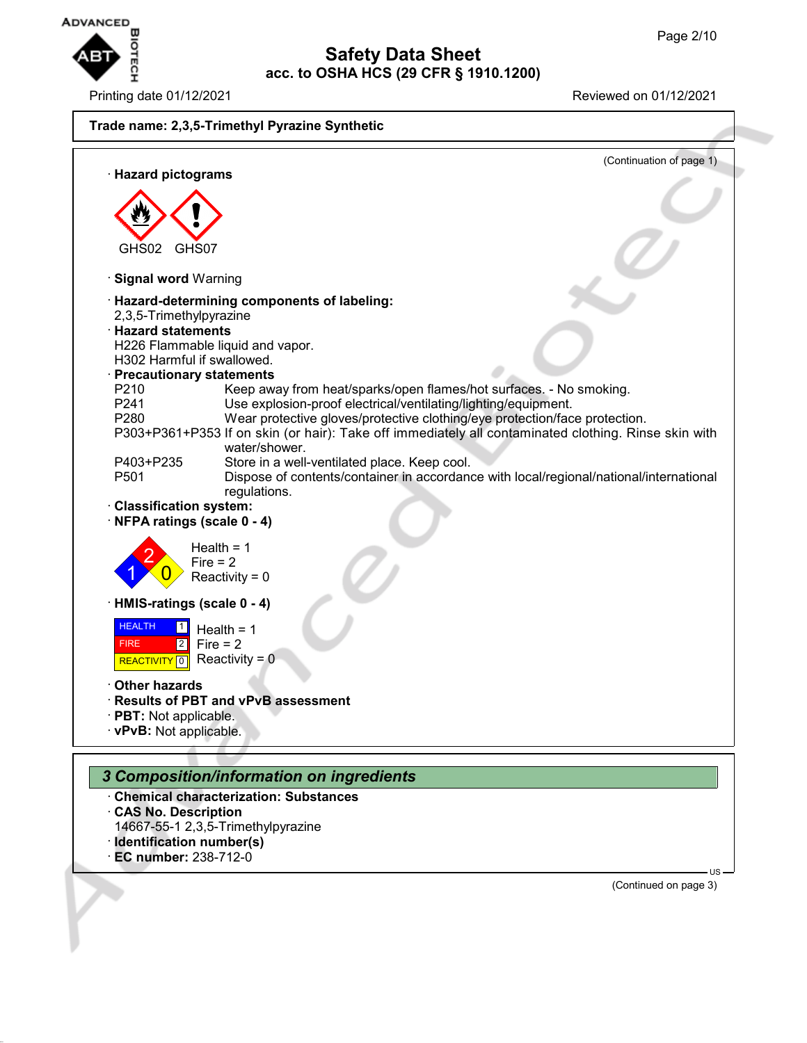**Trade name: 2,3,5-Trimethyl Pyrazine Synthetic**

(Continuation of page 1)

· **Hazard pictograms**

GHS02 GHS07

· **Signal word** Warning

· **Hazard-determining components of labeling:**
2,3,5-Trimethylpyrazine

· **Hazard statements**
H226 Flammable liquid and vapor.
H302 Harmful if swallowed.

· **Precautionary statements**

| | |
|---|---|
| P210 | Keep away from heat/sparks/open flames/hot surfaces. - No smoking. |
| P241 | Use explosion-proof electrical/ventilating/lighting/equipment. |
| P280 | Wear protective gloves/protective clothing/eye protection/face protection. |
| P303+P361+P353 | If on skin (or hair): Take off immediately all contaminated clothing. Rinse skin with water/shower. |
| P403+P235 | Store in a well-ventilated place. Keep cool. |
| P501 | Dispose of contents/container in accordance with local/regional/national/international regulations. |

· **Classification system:**

· **NFPA ratings (scale 0 - 4)**

Health = 1
Fire = 2
Reactivity = 0

· **HMIS-ratings (scale 0 - 4)**

| | |
|---|---|
| HEALTH | 1 |
| FIRE | 2 |
| REACTIVITY | 0 |

Health = 1
Fire = 2
Reactivity = 0

· **Other hazards**

· **Results of PBT and vPvB assessment**

· **PBT:** Not applicable.

· **vPvB:** Not applicable.

## *3 Composition/information on ingredients*

· **Chemical characterization: Substances**

· **CAS No. Description**
14667-55-1 2,3,5-Trimethylpyrazine

· **Identification number(s)**

· **EC number:** 238-712-0

(Continued on page 3)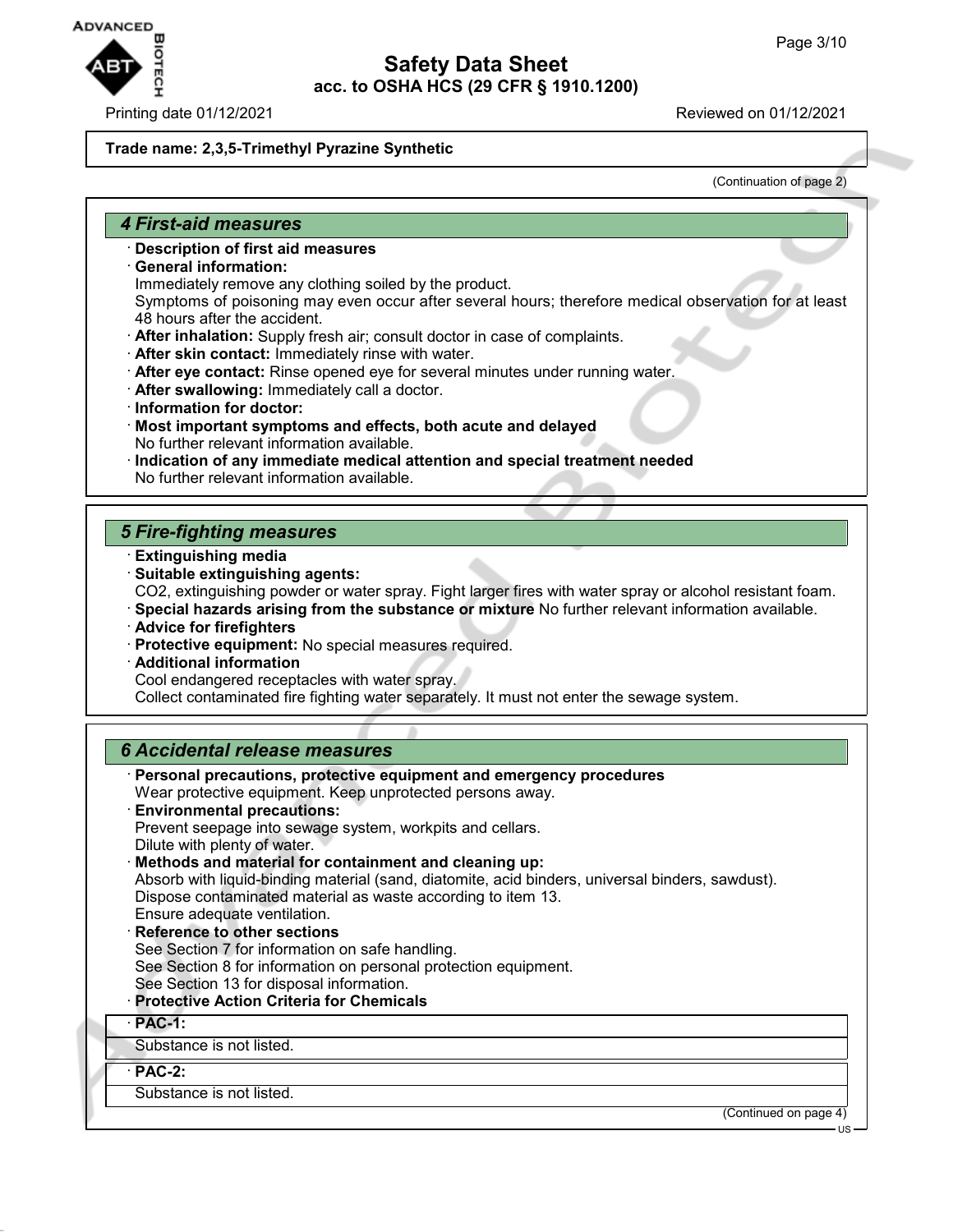**Trade name: 2,3,5-Trimethyl Pyrazine Synthetic**

(Continuation of page 2)

## 4 First-aid measures

· **Description of first aid measures**
· **General information:**
Immediately remove any clothing soiled by the product.
Symptoms of poisoning may even occur after several hours; therefore medical observation for at least 48 hours after the accident.
· **After inhalation:** Supply fresh air; consult doctor in case of complaints.
· **After skin contact:** Immediately rinse with water.
· **After eye contact:** Rinse opened eye for several minutes under running water.
· **After swallowing:** Immediately call a doctor.
· **Information for doctor:**
· **Most important symptoms and effects, both acute and delayed**
No further relevant information available.
· **Indication of any immediate medical attention and special treatment needed**
No further relevant information available.

## 5 Fire-fighting measures

· **Extinguishing media**
· **Suitable extinguishing agents:**
$CO_2$, extinguishing powder or water spray. Fight larger fires with water spray or alcohol resistant foam.
· **Special hazards arising from the substance or mixture** No further relevant information available.
· **Advice for firefighters**
· **Protective equipment:** No special measures required.
· **Additional information**
Cool endangered receptacles with water spray.
Collect contaminated fire fighting water separately. It must not enter the sewage system.

## 6 Accidental release measures

· **Personal precautions, protective equipment and emergency procedures**
Wear protective equipment. Keep unprotected persons away.
· **Environmental precautions:**
Prevent seepage into sewage system, workpits and cellars.
Dilute with plenty of water.
· **Methods and material for containment and cleaning up:**
Absorb with liquid-binding material (sand, diatomite, acid binders, universal binders, sawdust).
Dispose contaminated material as waste according to item 13.
Ensure adequate ventilation.
· **Reference to other sections**
See Section 7 for information on safe handling.
See Section 8 for information on personal protection equipment.
See Section 13 for disposal information.
· **Protective Action Criteria for Chemicals**

| · **PAC-1:** |
| --- |
| Substance is not listed. |

| · **PAC-2:** |
| --- |
| Substance is not listed. |

(Continued on page 4)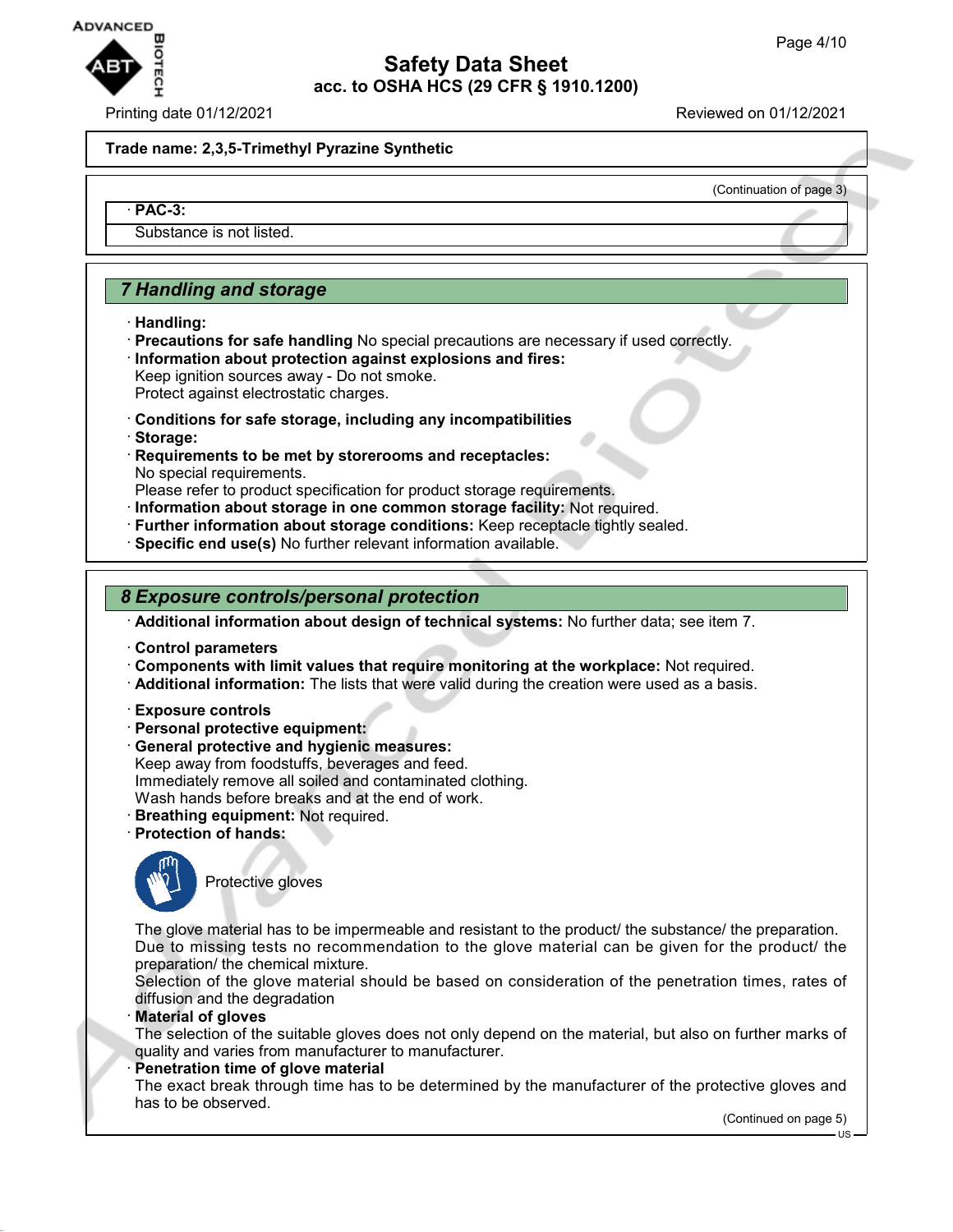**Trade name: 2,3,5-Trimethyl Pyrazine Synthetic**

(Continuation of page 3)

· **PAC-3:**

Substance is not listed.

## 7 Handling and storage

· **Handling:**
· **Precautions for safe handling** No special precautions are necessary if used correctly.
· **Information about protection against explosions and fires:**
Keep ignition sources away - Do not smoke.
Protect against electrostatic charges.

· **Conditions for safe storage, including any incompatibilities**
· **Storage:**
· **Requirements to be met by storerooms and receptacles:**
No special requirements.
Please refer to product specification for product storage requirements.
· **Information about storage in one common storage facility:** Not required.
· **Further information about storage conditions:** Keep receptacle tightly sealed.
· **Specific end use(s)** No further relevant information available.

## 8 Exposure controls/personal protection

· **Additional information about design of technical systems:** No further data; see item 7.

· **Control parameters**
· **Components with limit values that require monitoring at the workplace:** Not required.
· **Additional information:** The lists that were valid during the creation were used as a basis.

· **Exposure controls**
· **Personal protective equipment:**
· **General protective and hygienic measures:**
Keep away from foodstuffs, beverages and feed.
Immediately remove all soiled and contaminated clothing.
Wash hands before breaks and at the end of work.
· **Breathing equipment:** Not required.
· **Protection of hands:**

Protective gloves

The glove material has to be impermeable and resistant to the product/ the substance/ the preparation.
Due to missing tests no recommendation to the glove material can be given for the product/ the preparation/ the chemical mixture.
Selection of the glove material should be based on consideration of the penetration times, rates of diffusion and the degradation
· **Material of gloves**
The selection of the suitable gloves does not only depend on the material, but also on further marks of quality and varies from manufacturer to manufacturer.
· **Penetration time of glove material**
The exact break through time has to be determined by the manufacturer of the protective gloves and has to be observed.

(Continued on page 5)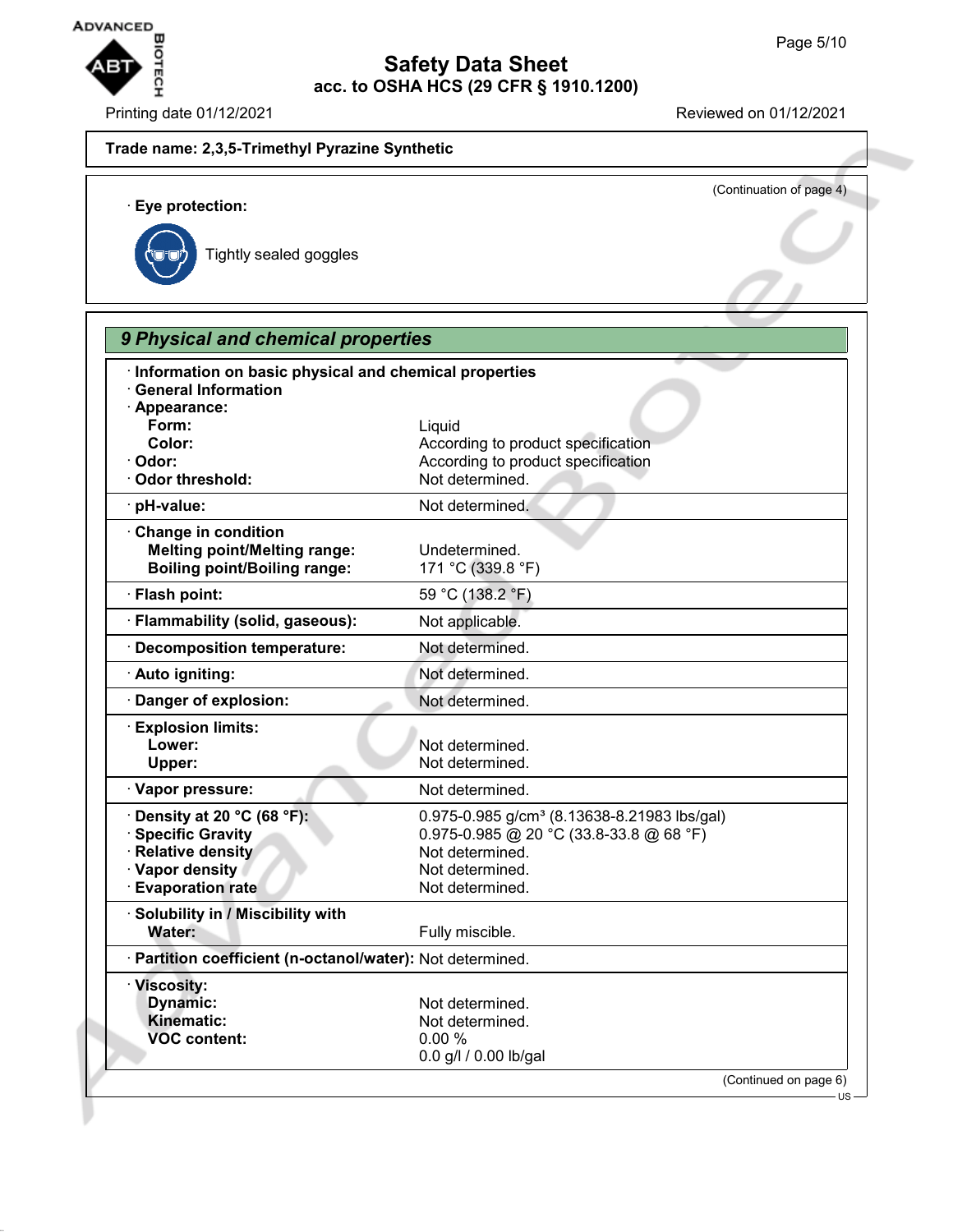**Trade name: 2,3,5-Trimethyl Pyrazine Synthetic**

(Continuation of page 4)

· **Eye protection:**

Tightly sealed goggles

## 9 Physical and chemical properties

· **Information on basic physical and chemical properties**
· **General Information**
· **Appearance:**

| | |
|---|---|
| **Form:** | Liquid |
| **Color:** | According to product specification |
| · **Odor:** | According to product specification |
| · **Odor threshold:** | Not determined. |
| · **pH-value:** | Not determined. |
| · **Change in condition** | |
| **Melting point/Melting range:** | Undetermined. |
| **Boiling point/Boiling range:** | 171 °C (339.8 °F) |
| · **Flash point:** | 59 °C (138.2 °F) |
| · **Flammability (solid, gaseous):** | Not applicable. |
| · **Decomposition temperature:** | Not determined. |
| · **Auto igniting:** | Not determined. |
| · **Danger of explosion:** | Not determined. |
| · **Explosion limits:** | |
| **Lower:** | Not determined. |
| **Upper:** | Not determined. |
| · **Vapor pressure:** | Not determined. |
| · **Density at 20 °C (68 °F):** | 0.975-0.985 g/cm³ (8.13638-8.21983 lbs/gal) |
| · **Specific Gravity** | 0.975-0.985 @ 20 °C (33.8-33.8 @ 68 °F) |
| · **Relative density** | Not determined. |
| · **Vapor density** | Not determined. |
| · **Evaporation rate** | Not determined. |
| · **Solubility in / Miscibility with** | |
| **Water:** | Fully miscible. |
| · **Partition coefficient (n-octanol/water):** | Not determined. |
| · **Viscosity:** | |
| **Dynamic:** | Not determined. |
| **Kinematic:** | Not determined. |
| **VOC content:** | 0.00 % |
| | 0.0 g/l / 0.00 lb/gal |

(Continued on page 6)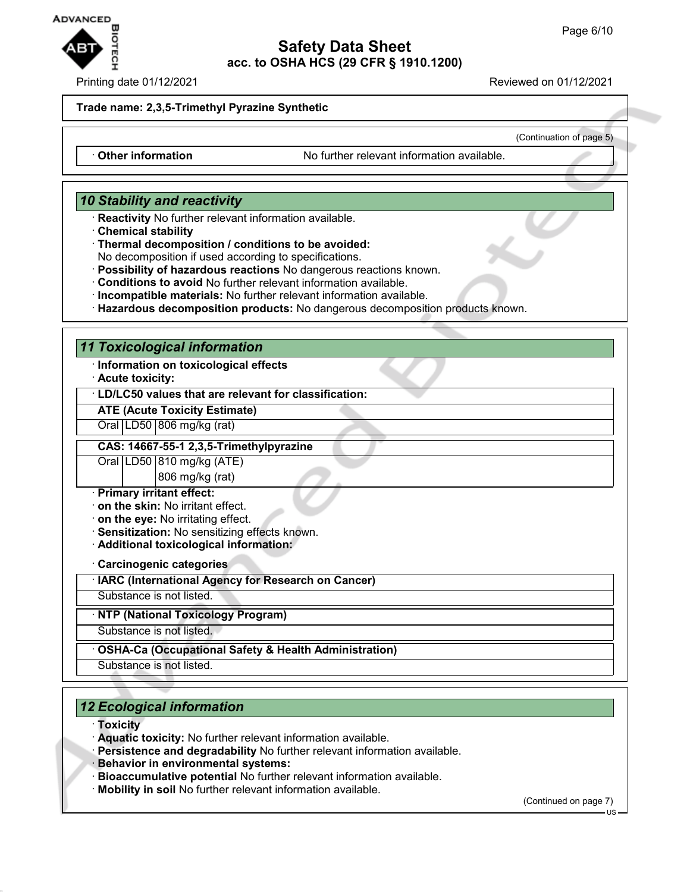**Trade name: 2,3,5-Trimethyl Pyrazine Synthetic**

(Continuation of page 5)

| · Other information | No further relevant information available. |
|---|---|

## 10 Stability and reactivity

- · **Reactivity** No further relevant information available.
- · **Chemical stability**
- · **Thermal decomposition / conditions to be avoided:**
  No decomposition if used according to specifications.
- · **Possibility of hazardous reactions** No dangerous reactions known.
- · **Conditions to avoid** No further relevant information available.
- · **Incompatible materials:** No further relevant information available.
- · **Hazardous decomposition products:** No dangerous decomposition products known.

## 11 Toxicological information

- · **Information on toxicological effects**
- · **Acute toxicity:**

| · LD/LC50 values that are relevant for classification: | | |
|---|---|---|
| **ATE (Acute Toxicity Estimate)** | | |
| Oral | LD50 | 806 mg/kg (rat) |
| **CAS: 14667-55-1 2,3,5-Trimethylpyrazine** | | |
| Oral | LD50 | 810 mg/kg (ATE) |
| | | 806 mg/kg (rat) |

- · **Primary irritant effect:**
- · **on the skin:** No irritant effect.
- · **on the eye:** No irritating effect.
- · **Sensitization:** No sensitizing effects known.
- · **Additional toxicological information:**
- · **Carcinogenic categories**

| · IARC (International Agency for Research on Cancer) |
|---|
| Substance is not listed. |

| · NTP (National Toxicology Program) |
|---|
| Substance is not listed. |

| · OSHA-Ca (Occupational Safety & Health Administration) |
|---|
| Substance is not listed. |

## 12 Ecological information

- · **Toxicity**
- · **Aquatic toxicity:** No further relevant information available.
- · **Persistence and degradability** No further relevant information available.
- · **Behavior in environmental systems:**
- · **Bioaccumulative potential** No further relevant information available.
- · **Mobility in soil** No further relevant information available.

(Continued on page 7)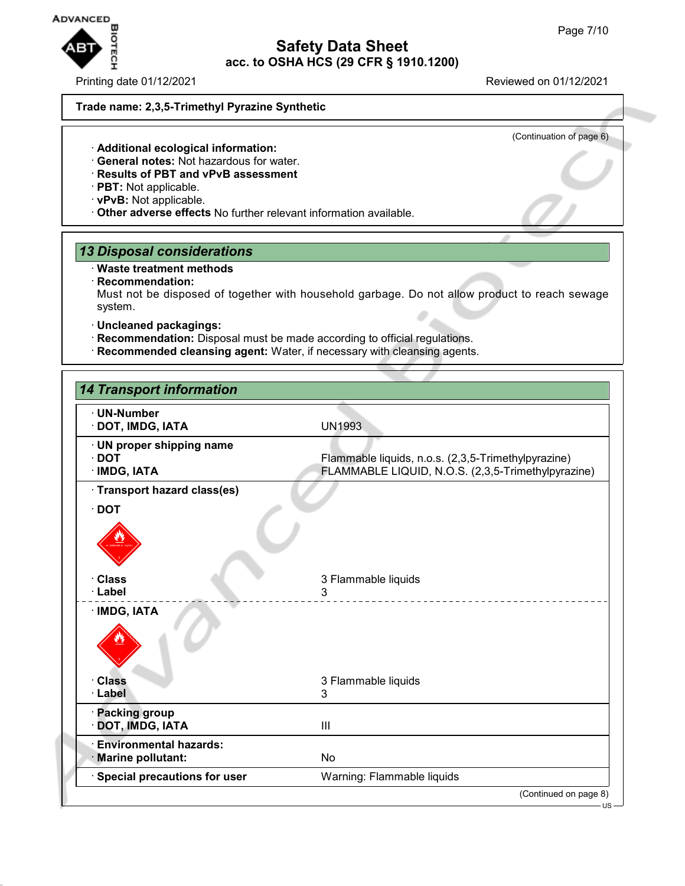Trade name: 2,3,5-Trimethyl Pyrazine Synthetic

(Continuation of page 6)

· **Additional ecological information:**
· **General notes:** Not hazardous for water.
· **Results of PBT and vPvB assessment**
· **PBT:** Not applicable.
· **vPvB:** Not applicable.
· **Other adverse effects** No further relevant information available.

## 13 Disposal considerations

· **Waste treatment methods**
· **Recommendation:**
Must not be disposed of together with household garbage. Do not allow product to reach sewage system.

· **Uncleaned packagings:**
· **Recommendation:** Disposal must be made according to official regulations.
· **Recommended cleansing agent:** Water, if necessary with cleansing agents.

## 14 Transport information

| | |
|---|---|
| · **UN-Number** | |
| · **DOT, IMDG, IATA** | UN1993 |
| · **UN proper shipping name** | |
| · **DOT** | Flammable liquids, n.o.s. (2,3,5-Trimethylpyrazine) |
| · **IMDG, IATA** | FLAMMABLE LIQUID, N.O.S. (2,3,5-Trimethylpyrazine) |
| · **Transport hazard class(es)** | |
| · **DOT** | |
| · **Class** | 3 Flammable liquids |
| · **Label** | 3 |
| · **IMDG, IATA** | |
| · **Class** | 3 Flammable liquids |
| · **Label** | 3 |
| · **Packing group** | |
| · **DOT, IMDG, IATA** | III |
| · **Environmental hazards:** | |
| · **Marine pollutant:** | No |
| · **Special precautions for user** | Warning: Flammable liquids |

(Continued on page 8)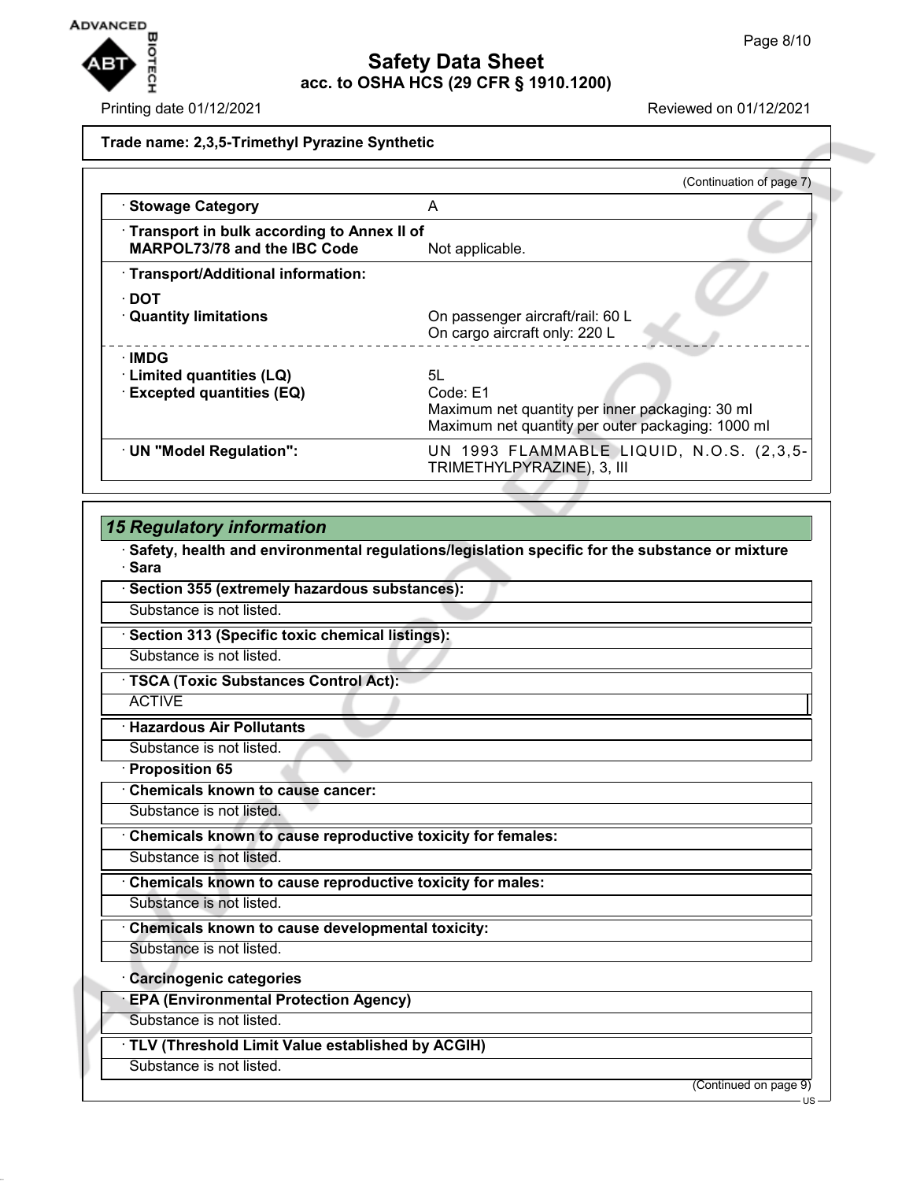**Trade name: 2,3,5-Trimethyl Pyrazine Synthetic**

(Continuation of page 7)

| | |
|---|---|
| · **Stowage Category** | A |
| · **Transport in bulk according to Annex II of MARPOL73/78 and the IBC Code** | Not applicable. |
| · **Transport/Additional information:** | |
| · **DOT** | |
| · **Quantity limitations** | On passenger aircraft/rail: 60 L<br>On cargo aircraft only: 220 L |
| · **IMDG** | |
| · **Limited quantities (LQ)** | 5L |
| · **Excepted quantities (EQ)** | Code: E1<br>Maximum net quantity per inner packaging: 30 ml<br>Maximum net quantity per outer packaging: 1000 ml |
| · **UN "Model Regulation":** | UN 1993 FLAMMABLE LIQUID, N.O.S. (2,3,5-TRIMETHYLPYRAZINE), 3, III |

## 15 Regulatory information

· **Safety, health and environmental regulations/legislation specific for the substance or mixture**

· **Sara**

· **Section 355 (extremely hazardous substances):**

Substance is not listed.

· **Section 313 (Specific toxic chemical listings):**

Substance is not listed.

· **TSCA (Toxic Substances Control Act):**

ACTIVE

· **Hazardous Air Pollutants**

Substance is not listed.

· **Proposition 65**

· **Chemicals known to cause cancer:**

Substance is not listed.

· **Chemicals known to cause reproductive toxicity for females:**

Substance is not listed.

· **Chemicals known to cause reproductive toxicity for males:**

Substance is not listed.

· **Chemicals known to cause developmental toxicity:**

Substance is not listed.

· **Carcinogenic categories**

· **EPA (Environmental Protection Agency)**

Substance is not listed.

· **TLV (Threshold Limit Value established by ACGIH)**

Substance is not listed.

(Continued on page 9)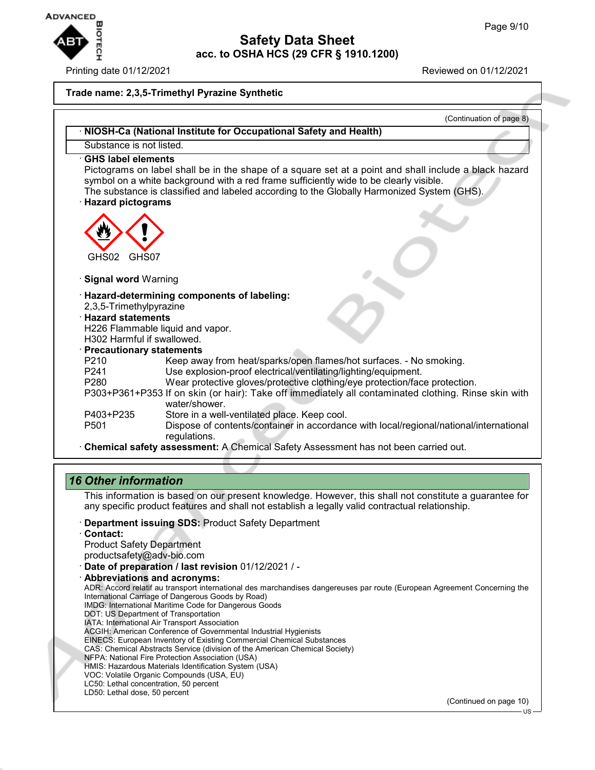Trade name: 2,3,5-Trimethyl Pyrazine Synthetic

(Continuation of page 8)

· **NIOSH-Ca (National Institute for Occupational Safety and Health)**

Substance is not listed.

· **GHS label elements**

Pictograms on label shall be in the shape of a square set at a point and shall include a black hazard symbol on a white background with a red frame sufficiently wide to be clearly visible.
The substance is classified and labeled according to the Globally Harmonized System (GHS).

· **Hazard pictograms**

GHS02 GHS07

· **Signal word** Warning

· **Hazard-determining components of labeling:**
2,3,5-Trimethylpyrazine

· **Hazard statements**
H226 Flammable liquid and vapor.
H302 Harmful if swallowed.

· **Precautionary statements**

| | |
|---|---|
| P210 | Keep away from heat/sparks/open flames/hot surfaces. - No smoking. |
| P241 | Use explosion-proof electrical/ventilating/lighting/equipment. |
| P280 | Wear protective gloves/protective clothing/eye protection/face protection. |
| P303+P361+P353 | If on skin (or hair): Take off immediately all contaminated clothing. Rinse skin with water/shower. |
| P403+P235 | Store in a well-ventilated place. Keep cool. |
| P501 | Dispose of contents/container in accordance with local/regional/national/international regulations. |

· **Chemical safety assessment:** A Chemical Safety Assessment has not been carried out.

## *16 Other information*

This information is based on our present knowledge. However, this shall not constitute a guarantee for any specific product features and shall not establish a legally valid contractual relationship.

· **Department issuing SDS:** Product Safety Department

· **Contact:**
Product Safety Department
productsafety@adv-bio.com

· **Date of preparation / last revision** 01/12/2021 / -

· **Abbreviations and acronyms:**
ADR: Accord relatif au transport international des marchandises dangereuses par route (European Agreement Concerning the International Carriage of Dangerous Goods by Road)
IMDG: International Maritime Code for Dangerous Goods
DOT: US Department of Transportation
IATA: International Air Transport Association
ACGIH: American Conference of Governmental Industrial Hygienists
EINECS: European Inventory of Existing Commercial Chemical Substances
CAS: Chemical Abstracts Service (division of the American Chemical Society)
NFPA: National Fire Protection Association (USA)
HMIS: Hazardous Materials Identification System (USA)
VOC: Volatile Organic Compounds (USA, EU)
LC50: Lethal concentration, 50 percent
LD50: Lethal dose, 50 percent

(Continued on page 10)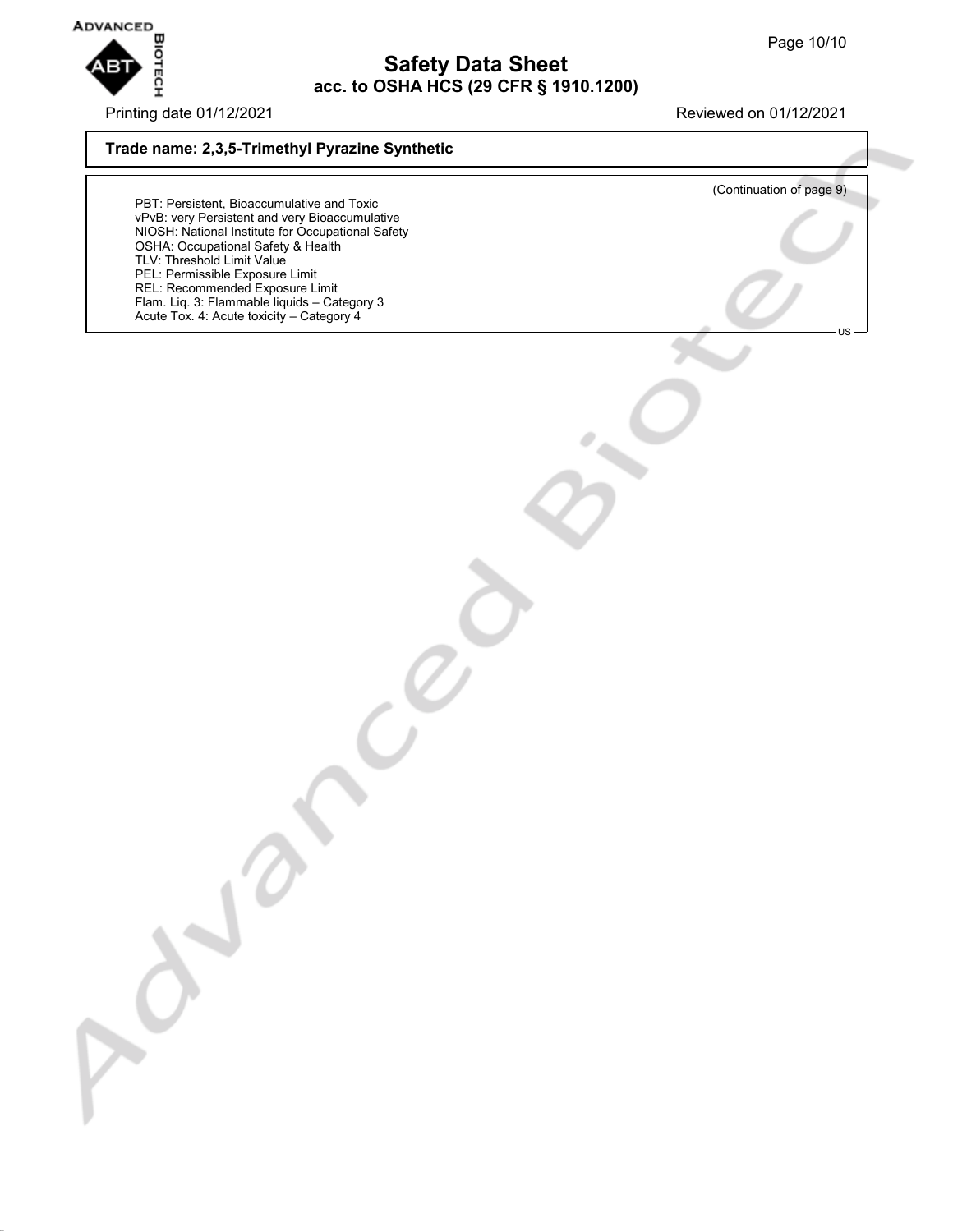**Trade name: 2,3,5-Trimethyl Pyrazine Synthetic**

(Continuation of page 9)

PBT: Persistent, Bioaccumulative and Toxic
vPvB: very Persistent and very Bioaccumulative
NIOSH: National Institute for Occupational Safety
OSHA: Occupational Safety & Health
TLV: Threshold Limit Value
PEL: Permissible Exposure Limit
REL: Recommended Exposure Limit
Flam. Liq. 3: Flammable liquids – Category 3
Acute Tox. 4: Acute toxicity – Category 4

US